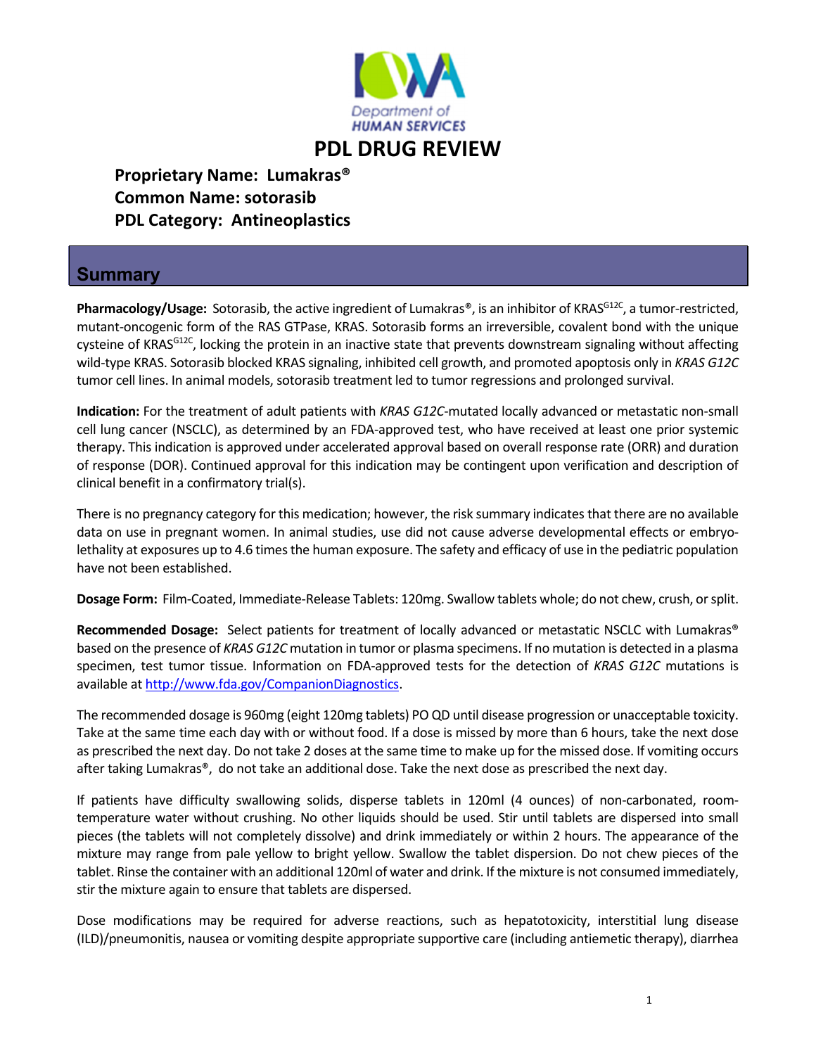# PDL DRUG REVIEW

**Proprietary Name: Lumakras®**
**Common Name: sotorasib**
**PDL Category: Antineoplastics**

## Summary

**Pharmacology/Usage:** Sotorasib, the active ingredient of Lumakras®, is an inhibitor of $KRAS^{G12C}$, a tumor-restricted, mutant-oncogenic form of the RAS GTPase, KRAS. Sotorasib forms an irreversible, covalent bond with the unique cysteine of $KRAS^{G12C}$, locking the protein in an inactive state that prevents downstream signaling without affecting wild-type KRAS. Sotorasib blocked KRAS signaling, inhibited cell growth, and promoted apoptosis only in *KRAS G12C* tumor cell lines. In animal models, sotorasib treatment led to tumor regressions and prolonged survival.

**Indication:** For the treatment of adult patients with *KRAS G12C*-mutated locally advanced or metastatic non-small cell lung cancer (NSCLC), as determined by an FDA-approved test, who have received at least one prior systemic therapy. This indication is approved under accelerated approval based on overall response rate (ORR) and duration of response (DOR). Continued approval for this indication may be contingent upon verification and description of clinical benefit in a confirmatory trial(s).

There is no pregnancy category for this medication; however, the risk summary indicates that there are no available data on use in pregnant women. In animal studies, use did not cause adverse developmental effects or embryo-lethality at exposures up to 4.6 times the human exposure. The safety and efficacy of use in the pediatric population have not been established.

**Dosage Form:** Film-Coated, Immediate-Release Tablets: 120mg. Swallow tablets whole; do not chew, crush, or split.

**Recommended Dosage:** Select patients for treatment of locally advanced or metastatic NSCLC with Lumakras® based on the presence of *KRAS G12C* mutation in tumor or plasma specimens. If no mutation is detected in a plasma specimen, test tumor tissue. Information on FDA-approved tests for the detection of *KRAS G12C* mutations is available at http://www.fda.gov/CompanionDiagnostics.

The recommended dosage is 960mg (eight 120mg tablets) PO QD until disease progression or unacceptable toxicity. Take at the same time each day with or without food. If a dose is missed by more than 6 hours, take the next dose as prescribed the next day. Do not take 2 doses at the same time to make up for the missed dose. If vomiting occurs after taking Lumakras®, do not take an additional dose. Take the next dose as prescribed the next day.

If patients have difficulty swallowing solids, disperse tablets in 120ml (4 ounces) of non-carbonated, room-temperature water without crushing. No other liquids should be used. Stir until tablets are dispersed into small pieces (the tablets will not completely dissolve) and drink immediately or within 2 hours. The appearance of the mixture may range from pale yellow to bright yellow. Swallow the tablet dispersion. Do not chew pieces of the tablet. Rinse the container with an additional 120ml of water and drink. If the mixture is not consumed immediately, stir the mixture again to ensure that tablets are dispersed.

Dose modifications may be required for adverse reactions, such as hepatotoxicity, interstitial lung disease (ILD)/pneumonitis, nausea or vomiting despite appropriate supportive care (including antiemetic therapy), diarrhea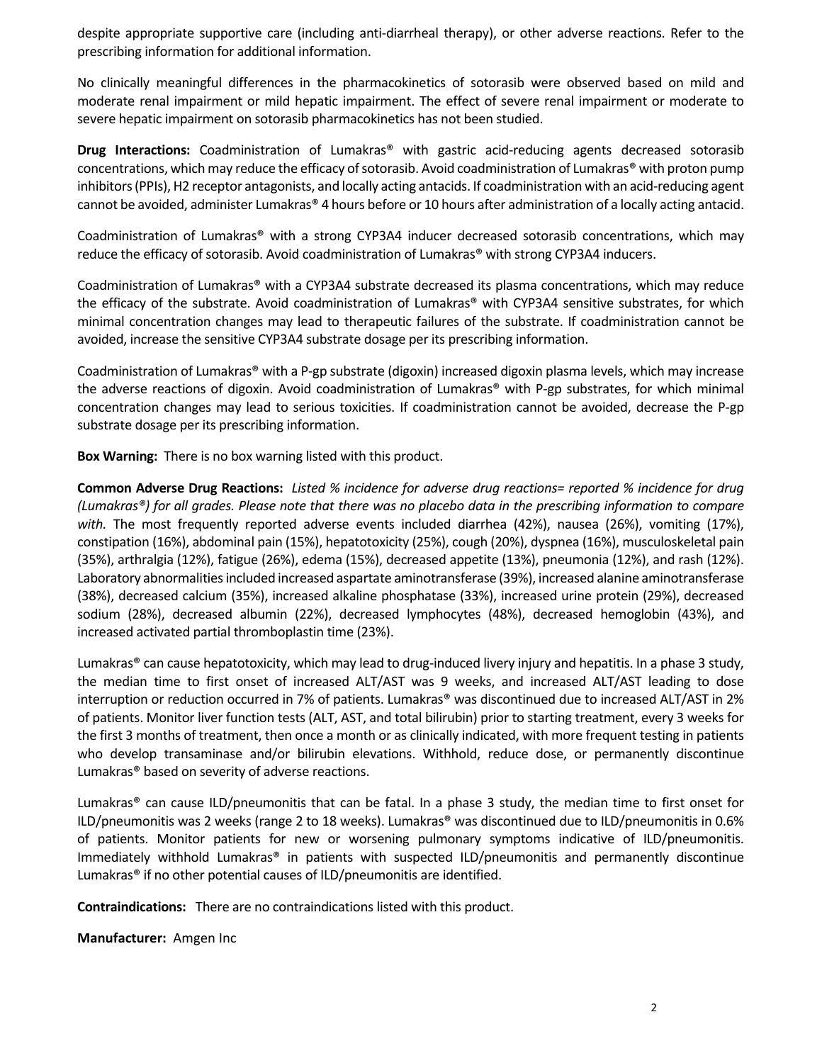despite appropriate supportive care (including anti-diarrheal therapy), or other adverse reactions. Refer to the prescribing information for additional information.

No clinically meaningful differences in the pharmacokinetics of sotorasib were observed based on mild and moderate renal impairment or mild hepatic impairment. The effect of severe renal impairment or moderate to severe hepatic impairment on sotorasib pharmacokinetics has not been studied.

**Drug Interactions:** Coadministration of Lumakras® with gastric acid-reducing agents decreased sotorasib concentrations, which may reduce the efficacy of sotorasib. Avoid coadministration of Lumakras® with proton pump inhibitors (PPIs), H2 receptor antagonists, and locally acting antacids. If coadministration with an acid-reducing agent cannot be avoided, administer Lumakras® 4 hours before or 10 hours after administration of a locally acting antacid.

Coadministration of Lumakras® with a strong CYP3A4 inducer decreased sotorasib concentrations, which may reduce the efficacy of sotorasib. Avoid coadministration of Lumakras® with strong CYP3A4 inducers.

Coadministration of Lumakras® with a CYP3A4 substrate decreased its plasma concentrations, which may reduce the efficacy of the substrate. Avoid coadministration of Lumakras® with CYP3A4 sensitive substrates, for which minimal concentration changes may lead to therapeutic failures of the substrate. If coadministration cannot be avoided, increase the sensitive CYP3A4 substrate dosage per its prescribing information.

Coadministration of Lumakras® with a P-gp substrate (digoxin) increased digoxin plasma levels, which may increase the adverse reactions of digoxin. Avoid coadministration of Lumakras® with P-gp substrates, for which minimal concentration changes may lead to serious toxicities. If coadministration cannot be avoided, decrease the P-gp substrate dosage per its prescribing information.

**Box Warning:** There is no box warning listed with this product.

**Common Adverse Drug Reactions:** *Listed % incidence for adverse drug reactions= reported % incidence for drug (Lumakras®) for all grades. Please note that there was no placebo data in the prescribing information to compare with.* The most frequently reported adverse events included diarrhea (42%), nausea (26%), vomiting (17%), constipation (16%), abdominal pain (15%), hepatotoxicity (25%), cough (20%), dyspnea (16%), musculoskeletal pain (35%), arthralgia (12%), fatigue (26%), edema (15%), decreased appetite (13%), pneumonia (12%), and rash (12%). Laboratory abnormalities included increased aspartate aminotransferase (39%), increased alanine aminotransferase (38%), decreased calcium (35%), increased alkaline phosphatase (33%), increased urine protein (29%), decreased sodium (28%), decreased albumin (22%), decreased lymphocytes (48%), decreased hemoglobin (43%), and increased activated partial thromboplastin time (23%).

Lumakras® can cause hepatotoxicity, which may lead to drug-induced livery injury and hepatitis. In a phase 3 study, the median time to first onset of increased ALT/AST was 9 weeks, and increased ALT/AST leading to dose interruption or reduction occurred in 7% of patients. Lumakras® was discontinued due to increased ALT/AST in 2% of patients. Monitor liver function tests (ALT, AST, and total bilirubin) prior to starting treatment, every 3 weeks for the first 3 months of treatment, then once a month or as clinically indicated, with more frequent testing in patients who develop transaminase and/or bilirubin elevations. Withhold, reduce dose, or permanently discontinue Lumakras® based on severity of adverse reactions.

Lumakras® can cause ILD/pneumonitis that can be fatal. In a phase 3 study, the median time to first onset for ILD/pneumonitis was 2 weeks (range 2 to 18 weeks). Lumakras® was discontinued due to ILD/pneumonitis in 0.6% of patients. Monitor patients for new or worsening pulmonary symptoms indicative of ILD/pneumonitis. Immediately withhold Lumakras® in patients with suspected ILD/pneumonitis and permanently discontinue Lumakras® if no other potential causes of ILD/pneumonitis are identified.

**Contraindications:** There are no contraindications listed with this product.

**Manufacturer:** Amgen Inc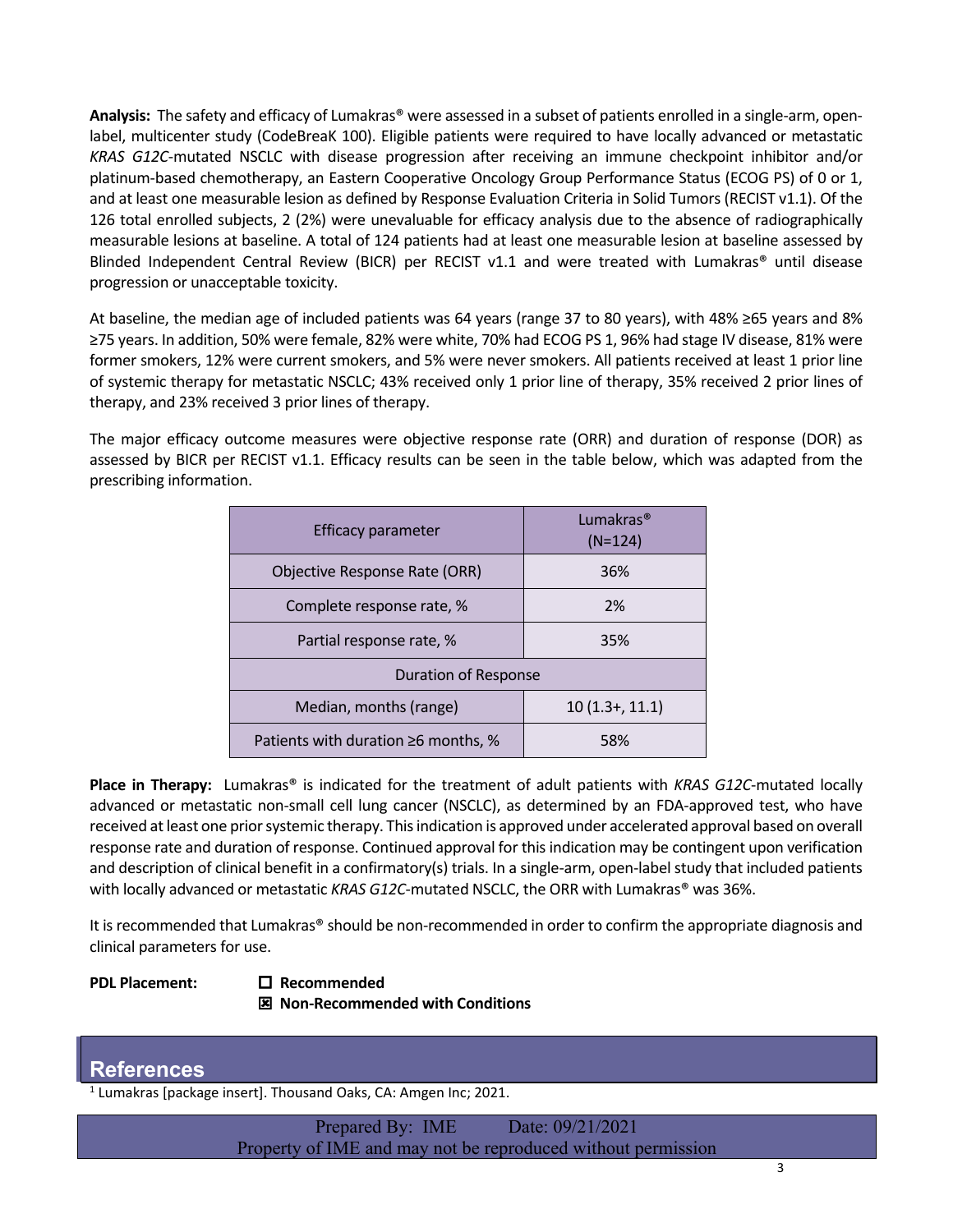**Analysis:** The safety and efficacy of Lumakras® were assessed in a subset of patients enrolled in a single-arm, open-label, multicenter study (CodeBreaK 100). Eligible patients were required to have locally advanced or metastatic *KRAS G12C*-mutated NSCLC with disease progression after receiving an immune checkpoint inhibitor and/or platinum-based chemotherapy, an Eastern Cooperative Oncology Group Performance Status (ECOG PS) of 0 or 1, and at least one measurable lesion as defined by Response Evaluation Criteria in Solid Tumors (RECIST v1.1). Of the 126 total enrolled subjects, 2 (2%) were unevaluable for efficacy analysis due to the absence of radiographically measurable lesions at baseline. A total of 124 patients had at least one measurable lesion at baseline assessed by Blinded Independent Central Review (BICR) per RECIST v1.1 and were treated with Lumakras® until disease progression or unacceptable toxicity.

At baseline, the median age of included patients was 64 years (range 37 to 80 years), with 48% ≥65 years and 8% ≥75 years. In addition, 50% were female, 82% were white, 70% had ECOG PS 1, 96% had stage IV disease, 81% were former smokers, 12% were current smokers, and 5% were never smokers. All patients received at least 1 prior line of systemic therapy for metastatic NSCLC; 43% received only 1 prior line of therapy, 35% received 2 prior lines of therapy, and 23% received 3 prior lines of therapy.

The major efficacy outcome measures were objective response rate (ORR) and duration of response (DOR) as assessed by BICR per RECIST v1.1. Efficacy results can be seen in the table below, which was adapted from the prescribing information.

| Efficacy parameter | Lumakras® (N=124) |
|---|---|
| Objective Response Rate (ORR) | 36% |
| Complete response rate, % | 2% |
| Partial response rate, % | 35% |
| Duration of Response | |
| Median, months (range) | 10 (1.3+, 11.1) |
| Patients with duration ≥6 months, % | 58% |

**Place in Therapy:** Lumakras® is indicated for the treatment of adult patients with *KRAS G12C*-mutated locally advanced or metastatic non-small cell lung cancer (NSCLC), as determined by an FDA-approved test, who have received at least one prior systemic therapy. This indication is approved under accelerated approval based on overall response rate and duration of response. Continued approval for this indication may be contingent upon verification and description of clinical benefit in a confirmatory(s) trials. In a single-arm, open-label study that included patients with locally advanced or metastatic *KRAS G12C*-mutated NSCLC, the ORR with Lumakras® was 36%.

It is recommended that Lumakras® should be non-recommended in order to confirm the appropriate diagnosis and clinical parameters for use.

**PDL Placement:**
- ☐ **Recommended**
- ☒ **Non-Recommended with Conditions**

## References

[1] Lumakras [package insert]. Thousand Oaks, CA: Amgen Inc; 2021.

Prepared By: IME Date: 09/21/2021
Property of IME and may not be reproduced without permission